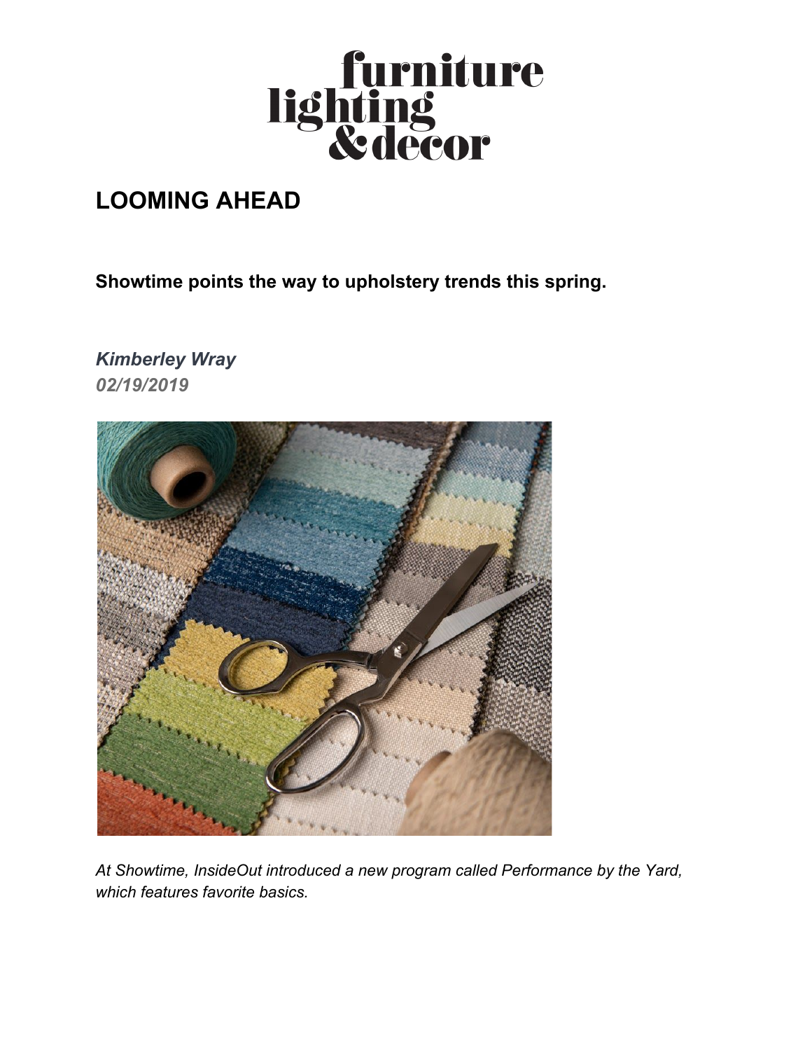furniture lighting & decor

# LOOMING AHEAD

**Showtime points the way to upholstery trends this spring.**

***Kimberley Wray***
***02/19/2019***

*At Showtime, InsideOut introduced a new program called Performance by the Yard, which features favorite basics.*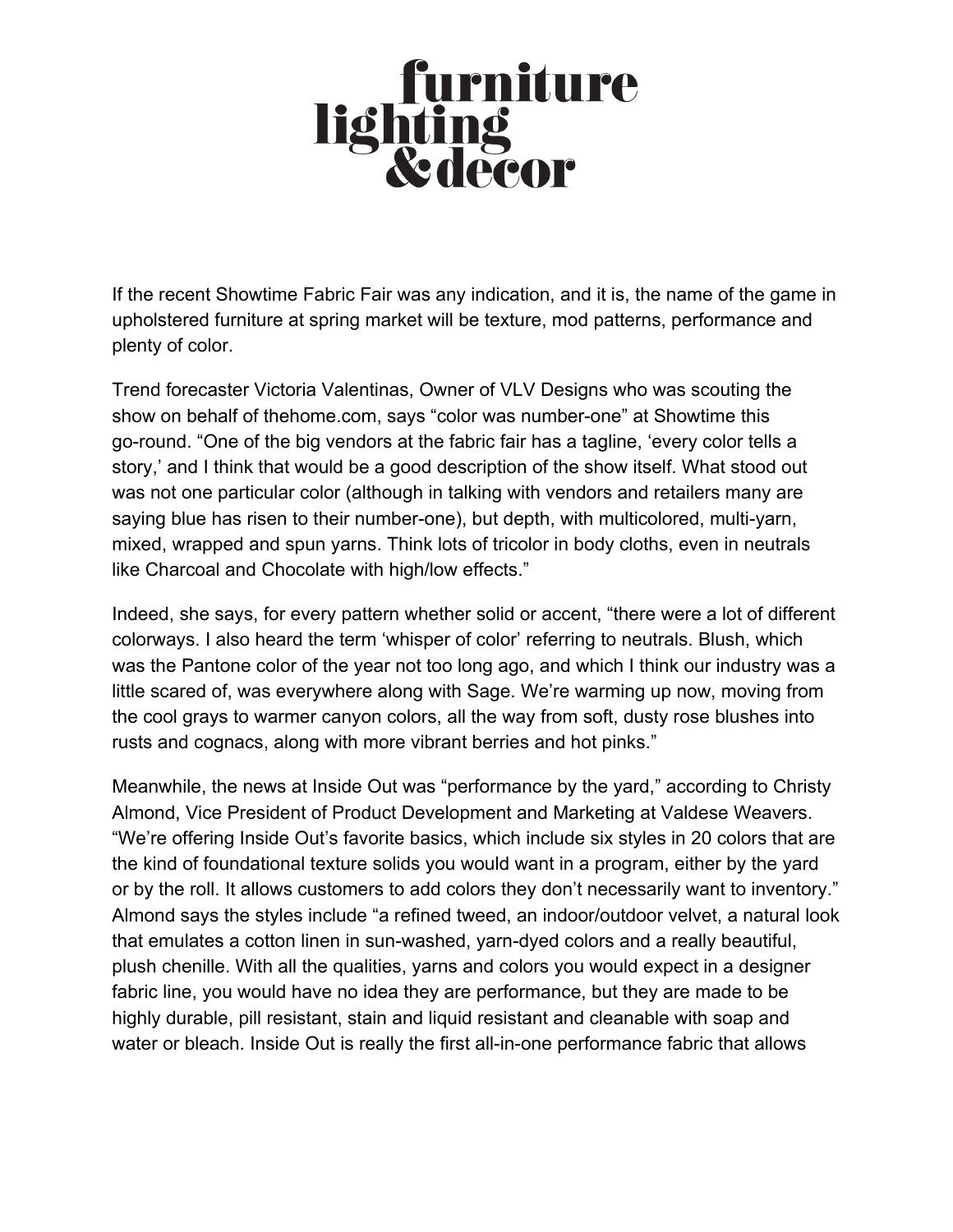# furniture lighting &decor

If the recent Showtime Fabric Fair was any indication, and it is, the name of the game in upholstered furniture at spring market will be texture, mod patterns, performance and plenty of color.

Trend forecaster Victoria Valentinas, Owner of VLV Designs who was scouting the show on behalf of thehome.com, says "color was number-one" at Showtime this go-round. "One of the big vendors at the fabric fair has a tagline, 'every color tells a story,' and I think that would be a good description of the show itself. What stood out was not one particular color (although in talking with vendors and retailers many are saying blue has risen to their number-one), but depth, with multicolored, multi-yarn, mixed, wrapped and spun yarns. Think lots of tricolor in body cloths, even in neutrals like Charcoal and Chocolate with high/low effects."

Indeed, she says, for every pattern whether solid or accent, "there were a lot of different colorways. I also heard the term 'whisper of color' referring to neutrals. Blush, which was the Pantone color of the year not too long ago, and which I think our industry was a little scared of, was everywhere along with Sage. We're warming up now, moving from the cool grays to warmer canyon colors, all the way from soft, dusty rose blushes into rusts and cognacs, along with more vibrant berries and hot pinks."

Meanwhile, the news at Inside Out was "performance by the yard," according to Christy Almond, Vice President of Product Development and Marketing at Valdese Weavers. "We're offering Inside Out's favorite basics, which include six styles in 20 colors that are the kind of foundational texture solids you would want in a program, either by the yard or by the roll. It allows customers to add colors they don't necessarily want to inventory." Almond says the styles include "a refined tweed, an indoor/outdoor velvet, a natural look that emulates a cotton linen in sun-washed, yarn-dyed colors and a really beautiful, plush chenille. With all the qualities, yarns and colors you would expect in a designer fabric line, you would have no idea they are performance, but they are made to be highly durable, pill resistant, stain and liquid resistant and cleanable with soap and water or bleach. Inside Out is really the first all-in-one performance fabric that allows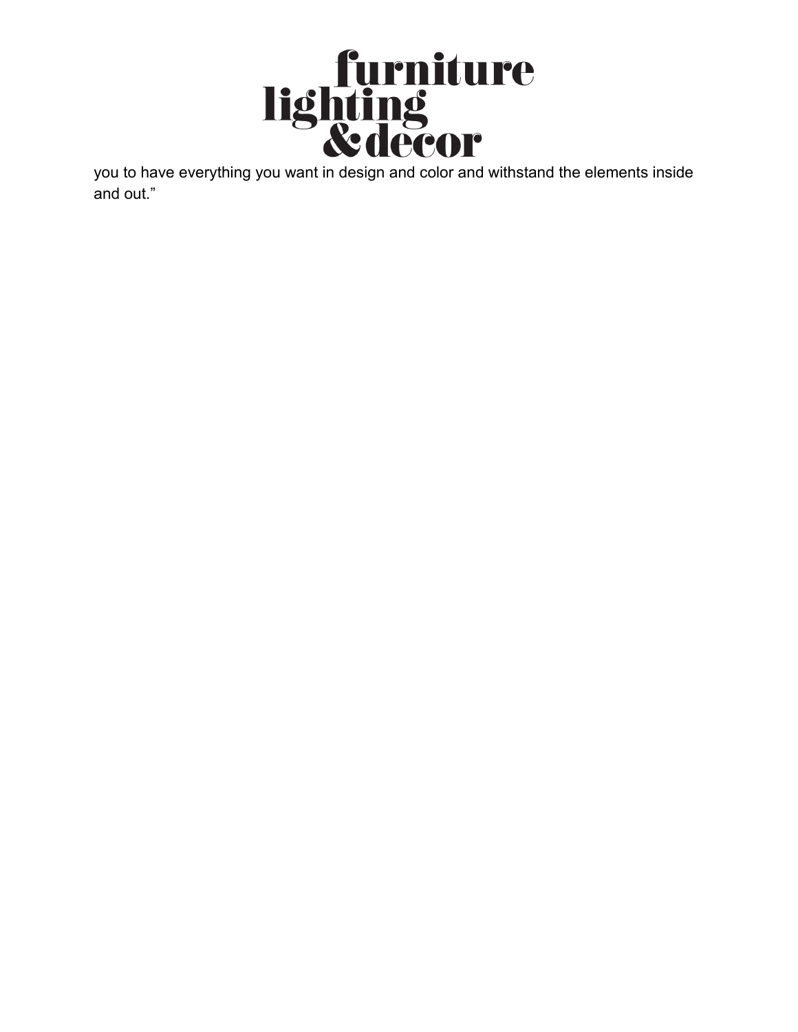you to have everything you want in design and color and withstand the elements inside and out."